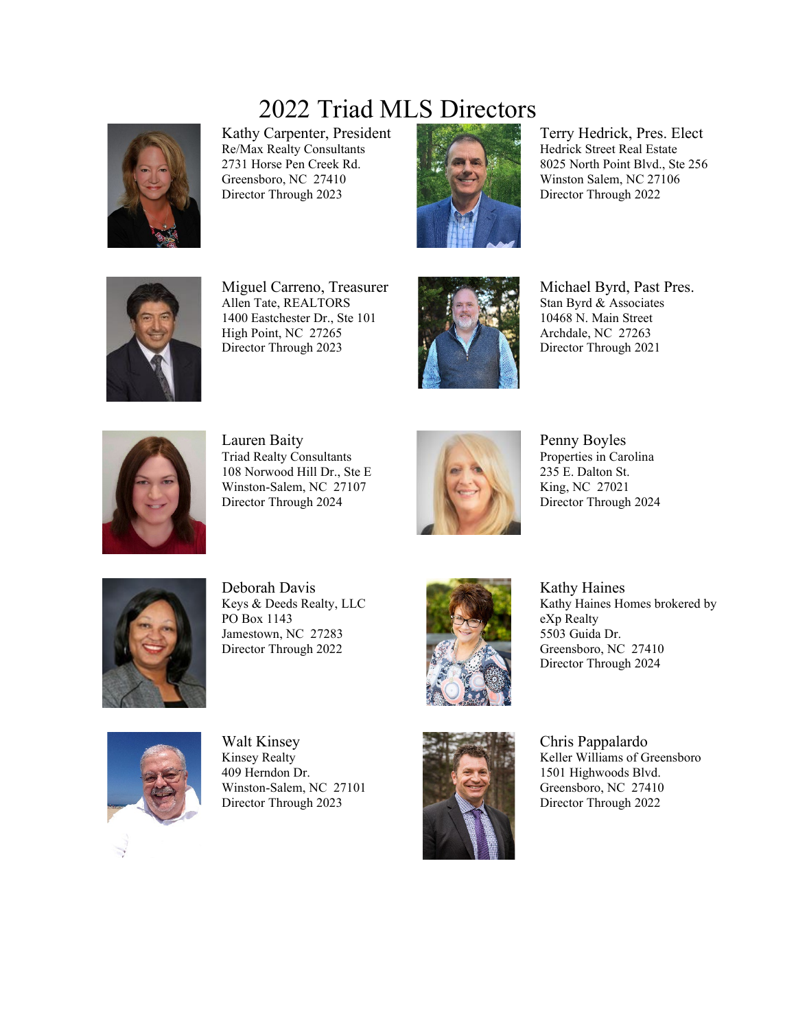# 2022 Triad MLS Directors

**Kathy Carpenter, President**
Re/Max Realty Consultants
2731 Horse Pen Creek Rd.
Greensboro, NC 27410
Director Through 2023

**Terry Hedrick, Pres. Elect**
Hedrick Street Real Estate
8025 North Point Blvd., Ste 256
Winston Salem, NC 27106
Director Through 2022

**Miguel Carreno, Treasurer**
Allen Tate, REALTORS
1400 Eastchester Dr., Ste 101
High Point, NC 27265
Director Through 2023

**Michael Byrd, Past Pres.**
Stan Byrd & Associates
10468 N. Main Street
Archdale, NC 27263
Director Through 2021

**Lauren Baity**
Triad Realty Consultants
108 Norwood Hill Dr., Ste E
Winston-Salem, NC 27107
Director Through 2024

**Penny Boyles**
Properties in Carolina
235 E. Dalton St.
King, NC 27021
Director Through 2024

**Deborah Davis**
Keys & Deeds Realty, LLC
PO Box 1143
Jamestown, NC 27283
Director Through 2022

**Kathy Haines**
Kathy Haines Homes brokered by eXp Realty
5503 Guida Dr.
Greensboro, NC 27410
Director Through 2024

**Walt Kinsey**
Kinsey Realty
409 Herndon Dr.
Winston-Salem, NC 27101
Director Through 2023

**Chris Pappalardo**
Keller Williams of Greensboro
1501 Highwoods Blvd.
Greensboro, NC 27410
Director Through 2022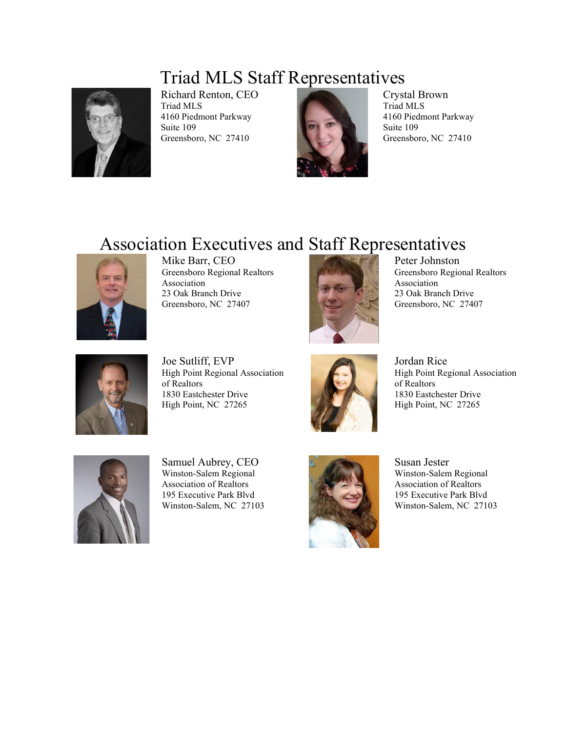# Triad MLS Staff Representatives

Richard Renton, CEO
Triad MLS
4160 Piedmont Parkway
Suite 109
Greensboro, NC 27410

Crystal Brown
Triad MLS
4160 Piedmont Parkway
Suite 109
Greensboro, NC 27410

# Association Executives and Staff Representatives

Mike Barr, CEO
Greensboro Regional Realtors Association
23 Oak Branch Drive
Greensboro, NC 27407

Peter Johnston
Greensboro Regional Realtors Association
23 Oak Branch Drive
Greensboro, NC 27407

Joe Sutliff, EVP
High Point Regional Association of Realtors
1830 Eastchester Drive
High Point, NC 27265

Jordan Rice
High Point Regional Association of Realtors
1830 Eastchester Drive
High Point, NC 27265

Samuel Aubrey, CEO
Winston-Salem Regional Association of Realtors
195 Executive Park Blvd
Winston-Salem, NC 27103

Susan Jester
Winston-Salem Regional Association of Realtors
195 Executive Park Blvd
Winston-Salem, NC 27103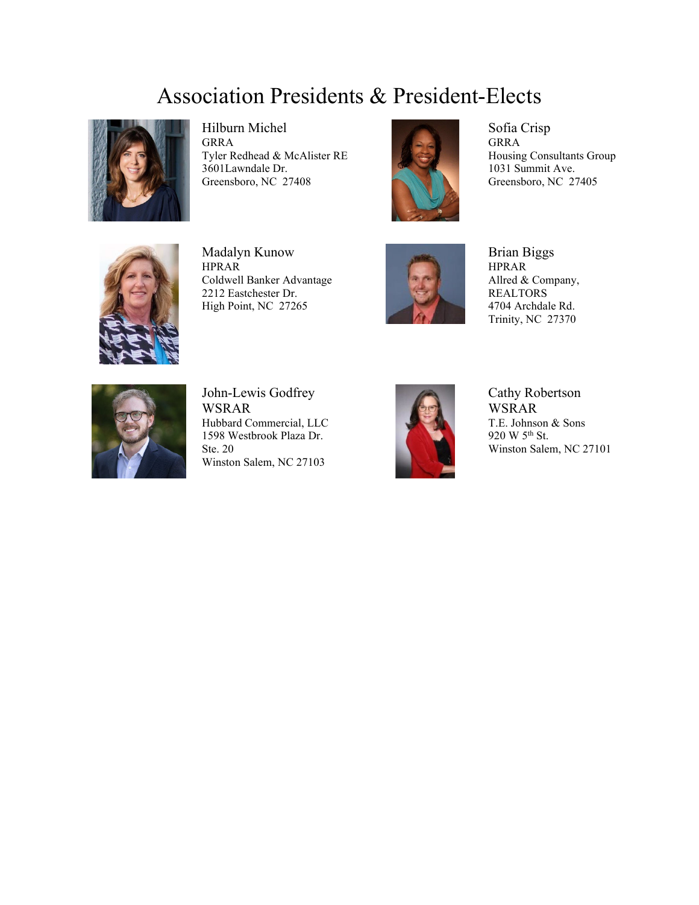# Association Presidents & President-Elects

Hilburn Michel
GRRA
Tyler Redhead & McAlister RE
3601Lawndale Dr.
Greensboro, NC 27408

Sofia Crisp
GRRA
Housing Consultants Group
1031 Summit Ave.
Greensboro, NC 27405

Madalyn Kunow
HPRAR
Coldwell Banker Advantage
2212 Eastchester Dr.
High Point, NC 27265

Brian Biggs
HPRAR
Allred & Company,
REALTORS
4704 Archdale Rd.
Trinity, NC 27370

John-Lewis Godfrey
WSRAR
Hubbard Commercial, LLC
1598 Westbrook Plaza Dr.
Ste. 20
Winston Salem, NC 27103

Cathy Robertson
WSRAR
T.E. Johnson & Sons
920 W 5th St.
Winston Salem, NC 27101